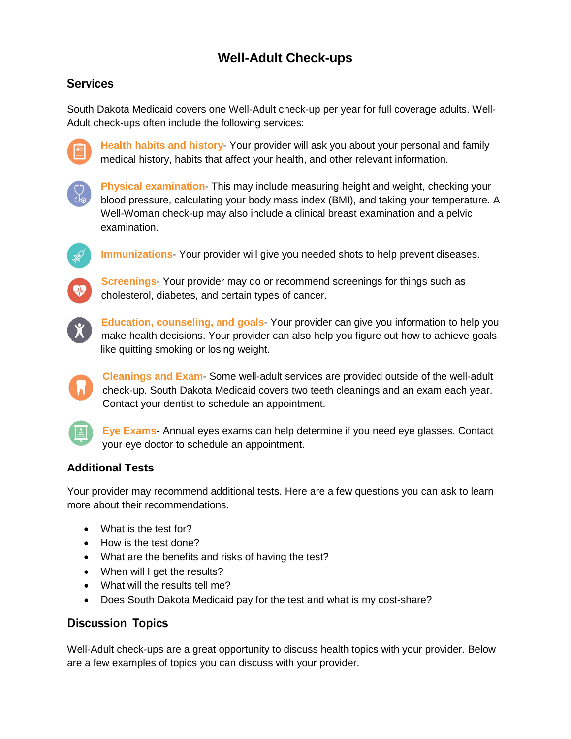# Well-Adult Check-ups

## Services

South Dakota Medicaid covers one Well-Adult check-up per year for full coverage adults. Well-Adult check-ups often include the following services:

**Health habits and history**- Your provider will ask you about your personal and family medical history, habits that affect your health, and other relevant information.

**Physical examination**- This may include measuring height and weight, checking your blood pressure, calculating your body mass index (BMI), and taking your temperature. A Well-Woman check-up may also include a clinical breast examination and a pelvic examination.

**Immunizations**- Your provider will give you needed shots to help prevent diseases.

**Screenings**- Your provider may do or recommend screenings for things such as cholesterol, diabetes, and certain types of cancer.

**Education, counseling, and goals**- Your provider can give you information to help you make health decisions. Your provider can also help you figure out how to achieve goals like quitting smoking or losing weight.

**Cleanings and Exam**- Some well-adult services are provided outside of the well-adult check-up. South Dakota Medicaid covers two teeth cleanings and an exam each year. Contact your dentist to schedule an appointment.

**Eye Exams**- Annual eyes exams can help determine if you need eye glasses. Contact your eye doctor to schedule an appointment.

### Additional Tests

Your provider may recommend additional tests. Here are a few questions you can ask to learn more about their recommendations.

- What is the test for?
- How is the test done?
- What are the benefits and risks of having the test?
- When will I get the results?
- What will the results tell me?
- Does South Dakota Medicaid pay for the test and what is my cost-share?

## Discussion Topics

Well-Adult check-ups are a great opportunity to discuss health topics with your provider. Below are a few examples of topics you can discuss with your provider.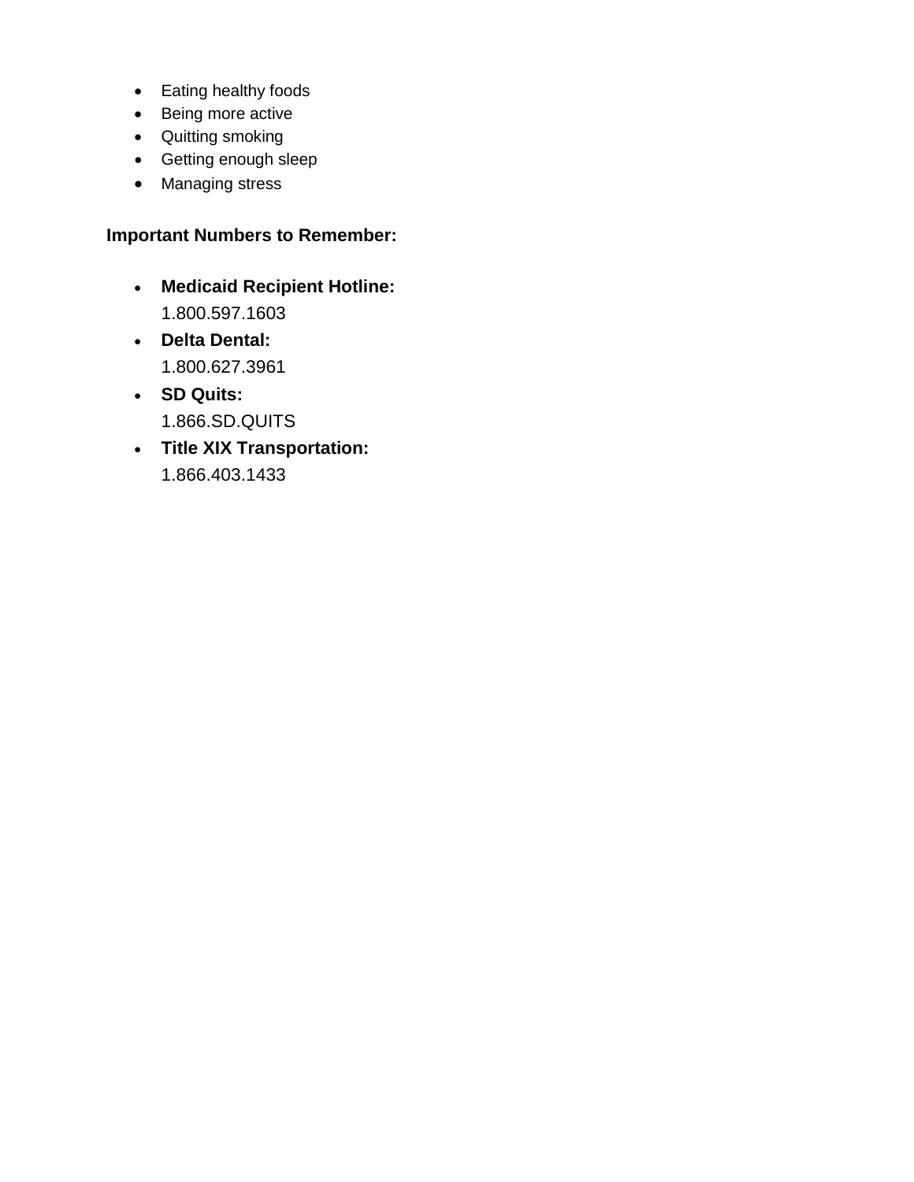- Eating healthy foods
- Being more active
- Quitting smoking
- Getting enough sleep
- Managing stress

**Important Numbers to Remember:**

- **Medicaid Recipient Hotline:**
  1.800.597.1603
- **Delta Dental:**
  1.800.627.3961
- **SD Quits:**
  1.866.SD.QUITS
- **Title XIX Transportation:**
  1.866.403.1433